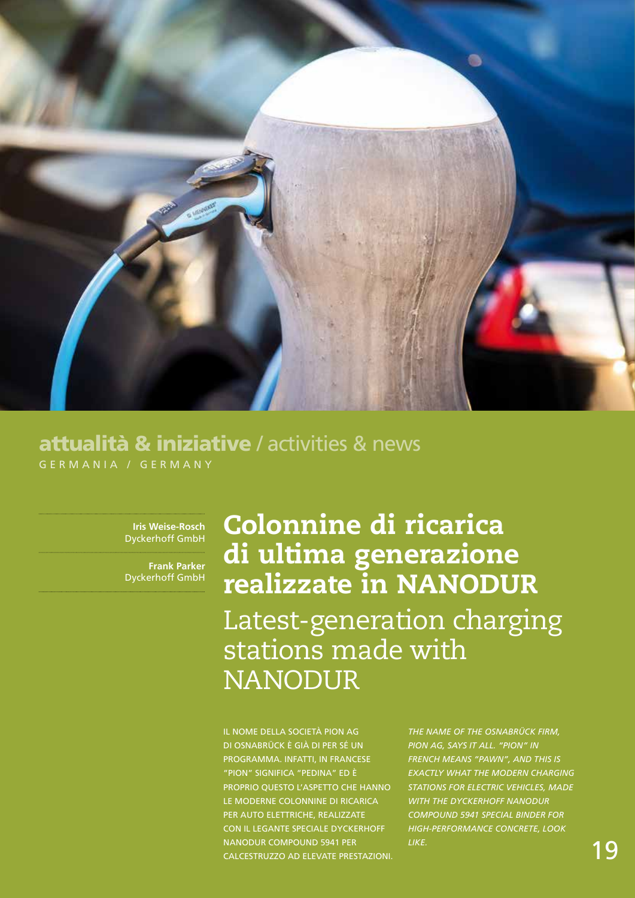**attualità & iniziative** / activities & news

GERMANIA / GERMANY

**Iris Weise-Rosch**
Dyckerhoff GmbH

**Frank Parker**
Dyckerhoff GmbH

# Colonnine di ricarica di ultima generazione realizzate in NANODUR

## Latest-generation charging stations made with NANODUR

IL NOME DELLA SOCIETÀ PION AG DI OSNABRÜCK È GIÀ DI PER SÉ UN PROGRAMMA. INFATTI, IN FRANCESE "PION" SIGNIFICA "PEDINA" ED È PROPRIO QUESTO L'ASPETTO CHE HANNO LE MODERNE COLONNINE DI RICARICA PER AUTO ELETTRICHE, REALIZZATE CON IL LEGANTE SPECIALE DYCKERHOFF NANODUR COMPOUND 5941 PER CALCESTRUZZO AD ELEVATE PRESTAZIONI.

*THE NAME OF THE OSNABRÜCK FIRM, PION AG, SAYS IT ALL. "PION" IN FRENCH MEANS "PAWN", AND THIS IS EXACTLY WHAT THE MODERN CHARGING STATIONS FOR ELECTRIC VEHICLES, MADE WITH THE DYCKERHOFF NANODUR COMPOUND 5941 SPECIAL BINDER FOR HIGH-PERFORMANCE CONCRETE, LOOK LIKE.*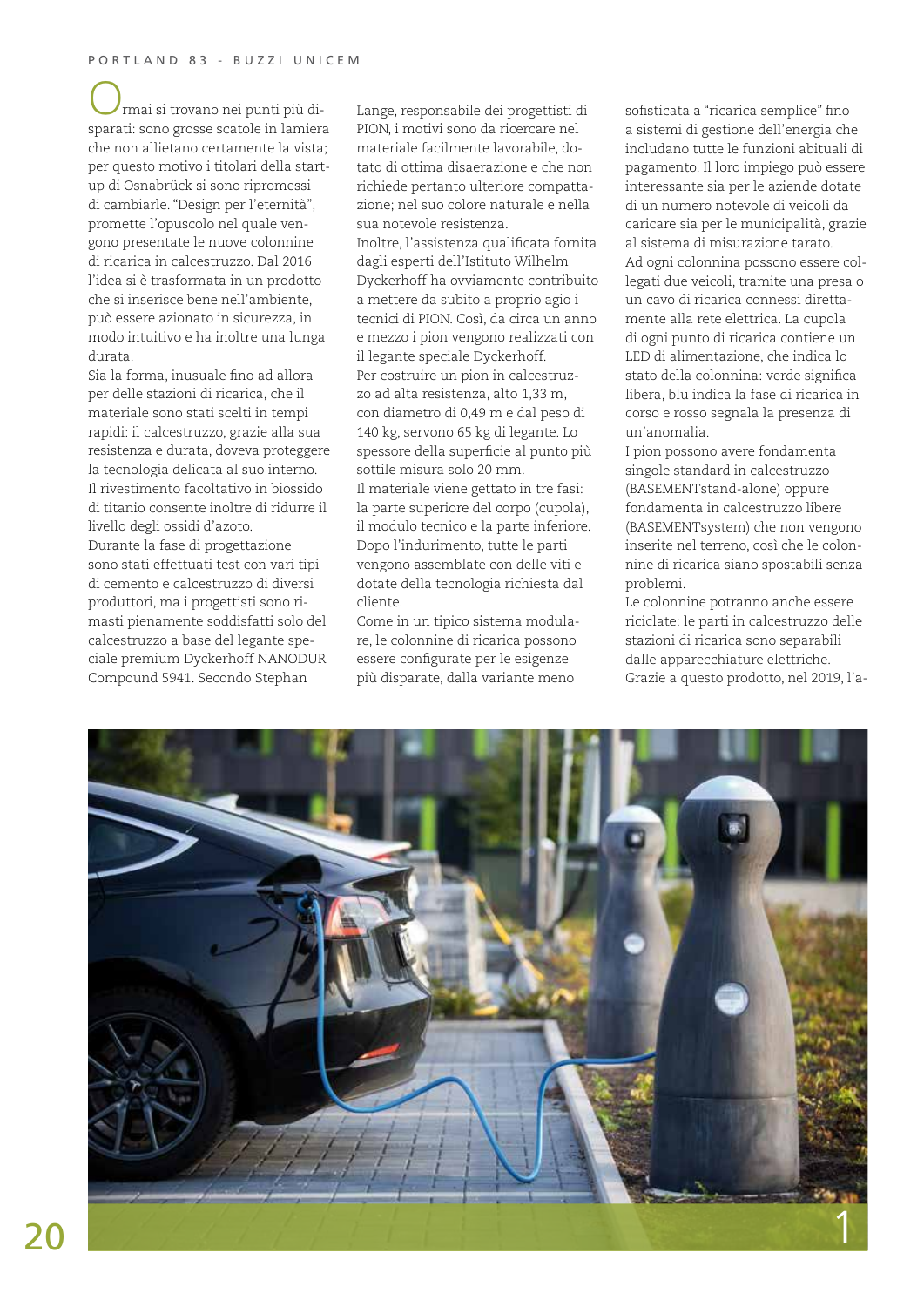Ormai si trovano nei punti più disparati: sono grosse scatole in lamiera che non allietano certamente la vista; per questo motivo i titolari della start-up di Osnabrück si sono ripromessi di cambiarle. "Design per l'eternità", promette l'opuscolo nel quale vengono presentate le nuove colonnine di ricarica in calcestruzzo. Dal 2016 l'idea si è trasformata in un prodotto che si inserisce bene nell'ambiente, può essere azionato in sicurezza, in modo intuitivo e ha inoltre una lunga durata.

Sia la forma, inusuale fino ad allora per delle stazioni di ricarica, che il materiale sono stati scelti in tempi rapidi: il calcestruzzo, grazie alla sua resistenza e durata, doveva proteggere la tecnologia delicata al suo interno. Il rivestimento facoltativo in biossido di titanio consente inoltre di ridurre il livello degli ossidi d'azoto.

Durante la fase di progettazione sono stati effettuati test con vari tipi di cemento e calcestruzzo di diversi produttori, ma i progettisti sono rimasti pienamente soddisfatti solo del calcestruzzo a base del legante speciale premium Dyckerhoff NANODUR Compound 5941. Secondo Stephan Lange, responsabile dei progettisti di PION, i motivi sono da ricercare nel materiale facilmente lavorabile, dotato di ottima disaerazione e che non richiede pertanto ulteriore compattazione; nel suo colore naturale e nella sua notevole resistenza.

Inoltre, l'assistenza qualificata fornita dagli esperti dell'Istituto Wilhelm Dyckerhoff ha ovviamente contribuito a mettere da subito a proprio agio i tecnici di PION. Così, da circa un anno e mezzo i pion vengono realizzati con il legante speciale Dyckerhoff.

Per costruire un pion in calcestruzzo ad alta resistenza, alto 1,33 m, con diametro di 0,49 m e dal peso di 140 kg, servono 65 kg di legante. Lo spessore della superficie al punto più sottile misura solo 20 mm.

Il materiale viene gettato in tre fasi: la parte superiore del corpo (cupola), il modulo tecnico e la parte inferiore. Dopo l'indurimento, tutte le parti vengono assemblate con delle viti e dotate della tecnologia richiesta dal cliente.

Come in un tipico sistema modulare, le colonnine di ricarica possono essere configurate per le esigenze più disparate, dalla variante meno sofisticata a "ricarica semplice" fino a sistemi di gestione dell'energia che includano tutte le funzioni abituali di pagamento. Il loro impiego può essere interessante sia per le aziende dotate di un numero notevole di veicoli da caricare sia per le municipalità, grazie al sistema di misurazione tarato.

Ad ogni colonnina possono essere collegati due veicoli, tramite una presa o un cavo di ricarica connessi direttamente alla rete elettrica. La cupola di ogni punto di ricarica contiene un LED di alimentazione, che indica lo stato della colonnina: verde significa libera, blu indica la fase di ricarica in corso e rosso segnala la presenza di un'anomalia.

I pion possono avere fondamenta singole standard in calcestruzzo (BASEMENTstand-alone) oppure fondamenta in calcestruzzo libere (BASEMENTsystem) che non vengono inserite nel terreno, così che le colonnine di ricarica siano spostabili senza problemi.

Le colonnine potranno anche essere riciclate: le parti in calcestruzzo delle stazioni di ricarica sono separabili dalle apparecchiature elettriche.

Grazie a questo prodotto, nel 2019, l'a-

1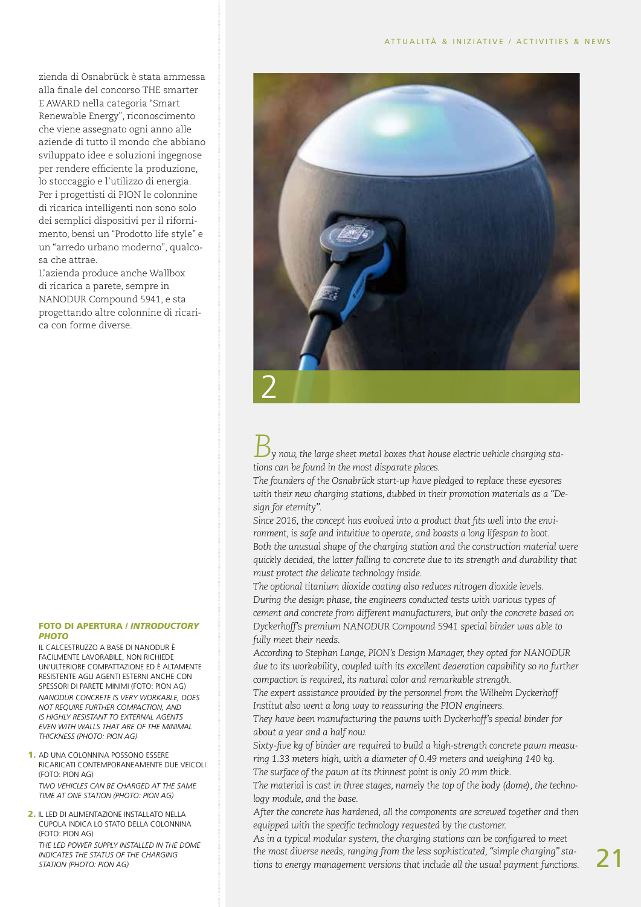zienda di Osnabrück è stata ammessa alla finale del concorso THE smarter E AWARD nella categoria "Smart Renewable Energy", riconoscimento che viene assegnato ogni anno alle aziende di tutto il mondo che abbiano sviluppato idee e soluzioni ingegnose per rendere efficiente la produzione, lo stoccaggio e l'utilizzo di energia. Per i progettisti di PION le colonnine di ricarica intelligenti non sono solo dei semplici dispositivi per il rifornimento, bensì un "Prodotto life style" e un "arredo urbano moderno", qualcosa che attrae.
L'azienda produce anche Wallbox di ricarica a parete, sempre in NANODUR Compound 5941, e sta progettando altre colonnine di ricarica con forme diverse.

**FOTO DI APERTURA / *INTRODUCTORY PHOTO***

IL CALCESTRUZZO A BASE DI NANODUR È FACILMENTE LAVORABILE, NON RICHIEDE UN'ULTERIORE COMPATTAZIONE ED È ALTAMENTE RESISTENTE AGLI AGENTI ESTERNI ANCHE CON SPESSORI DI PARETE MINIMI (FOTO: PION AG)
*NANODUR CONCRETE IS VERY WORKABLE, DOES NOT REQUIRE FURTHER COMPACTION, AND IS HIGHLY RESISTANT TO EXTERNAL AGENTS EVEN WITH WALLS THAT ARE OF THE MINIMAL THICKNESS (PHOTO: PION AG)*

**1.** AD UNA COLONNINA POSSONO ESSERE RICARICATI CONTEMPORANEAMENTE DUE VEICOLI (FOTO: PION AG)
*TWO VEHICLES CAN BE CHARGED AT THE SAME TIME AT ONE STATION (PHOTO: PION AG)*

**2.** IL LED DI ALIMENTAZIONE INSTALLATO NELLA CUPOLA INDICA LO STATO DELLA COLONNINA (FOTO: PION AG)
*THE LED POWER SUPPLY INSTALLED IN THE DOME INDICATES THE STATUS OF THE CHARGING STATION (PHOTO: PION AG)*

2

*By now, the large sheet metal boxes that house electric vehicle charging stations can be found in the most disparate places.*
*The founders of the Osnabrück start-up have pledged to replace these eyesores with their new charging stations, dubbed in their promotion materials as a "Design for eternity".*
*Since 2016, the concept has evolved into a product that fits well into the environment, is safe and intuitive to operate, and boasts a long lifespan to boot.*
*Both the unusual shape of the charging station and the construction material were quickly decided, the latter falling to concrete due to its strength and durability that must protect the delicate technology inside.*
*The optional titanium dioxide coating also reduces nitrogen dioxide levels.*
*During the design phase, the engineers conducted tests with various types of cement and concrete from different manufacturers, but only the concrete based on Dyckerhoff's premium NANODUR Compound 5941 special binder was able to fully meet their needs.*
*According to Stephan Lange, PION's Design Manager, they opted for NANODUR due to its workability, coupled with its excellent deaeration capability so no further compaction is required, its natural color and remarkable strength.*
*The expert assistance provided by the personnel from the Wilhelm Dyckerhoff Institut also went a long way to reassuring the PION engineers.*
*They have been manufacturing the pawns with Dyckerhoff's special binder for about a year and a half now.*
*Sixty-five kg of binder are required to build a high-strength concrete pawn measuring 1.33 meters high, with a diameter of 0.49 meters and weighing 140 kg.*
*The surface of the pawn at its thinnest point is only 20 mm thick.*
*The material is cast in three stages, namely the top of the body (dome), the technology module, and the base.*
*After the concrete has hardened, all the components are screwed together and then equipped with the specific technology requested by the customer.*
*As in a typical modular system, the charging stations can be configured to meet the most diverse needs, ranging from the less sophisticated, "simple charging" stations to energy management versions that include all the usual payment functions.*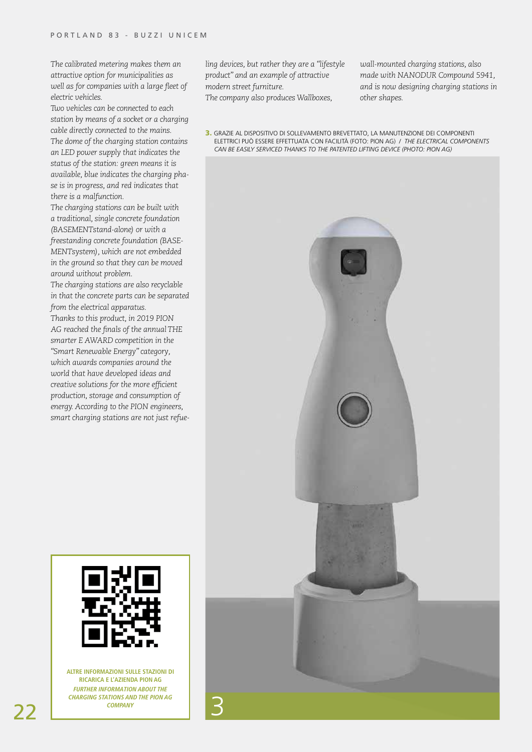*The calibrated metering makes them an attractive option for municipalities as well as for companies with a large fleet of electric vehicles.*
*Two vehicles can be connected to each station by means of a socket or a charging cable directly connected to the mains.*
*The dome of the charging station contains an LED power supply that indicates the status of the station: green means it is available, blue indicates the charging phase is in progress, and red indicates that there is a malfunction.*
*The charging stations can be built with a traditional, single concrete foundation (BASEMENTstand-alone) or with a freestanding concrete foundation (BASEMENTsystem), which are not embedded in the ground so that they can be moved around without problem.*
*The charging stations are also recyclable in that the concrete parts can be separated from the electrical apparatus.*
*Thanks to this product, in 2019 PION AG reached the finals of the annual THE smarter E AWARD competition in the "Smart Renewable Energy" category, which awards companies around the world that have developed ideas and creative solutions for the more efficient production, storage and consumption of energy. According to the PION engineers, smart charging stations are not just refueling devices, but rather they are a "lifestyle product" and an example of attractive modern street furniture.*
*The company also produces Wallboxes, wall-mounted charging stations, also made with NANODUR Compound 5941, and is now designing charging stations in other shapes.*

**3.** GRAZIE AL DISPOSITIVO DI SOLLEVAMENTO BREVETTATO, LA MANUTENZIONE DEI COMPONENTI ELETTRICI PUÒ ESSERE EFFETTUATA CON FACILITÀ (FOTO: PION AG) / *THE ELECTRICAL COMPONENTS CAN BE EASILY SERVICED THANKS TO THE PATENTED LIFTING DEVICE (PHOTO: PION AG)*

3

**ALTRE INFORMAZIONI SULLE STAZIONI DI RICARICA E L'AZIENDA PION AG**
***FURTHER INFORMATION ABOUT THE CHARGING STATIONS AND THE PION AG COMPANY***